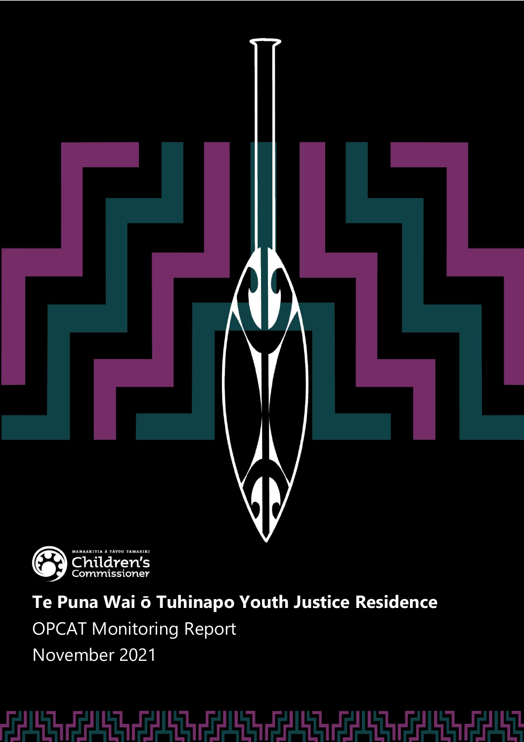MANAAKITIA Ā TĀTOU TAMARIKI

Children's Commissioner

# Te Puna Wai ō Tuhinapo Youth Justice Residence

OPCAT Monitoring Report

November 2021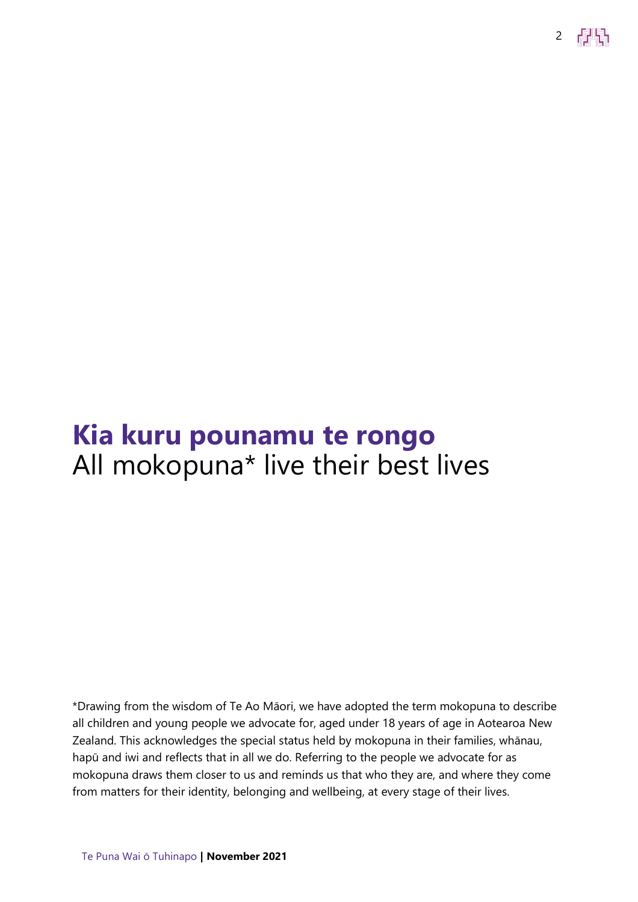# Kia kuru pounamu te rongo

All mokopuna* live their best lives

*Drawing from the wisdom of Te Ao Māori, we have adopted the term mokopuna to describe all children and young people we advocate for, aged under 18 years of age in Aotearoa New Zealand. This acknowledges the special status held by mokopuna in their families, whānau, hapū and iwi and reflects that in all we do. Referring to the people we advocate for as mokopuna draws them closer to us and reminds us that who they are, and where they come from matters for their identity, belonging and wellbeing, at every stage of their lives.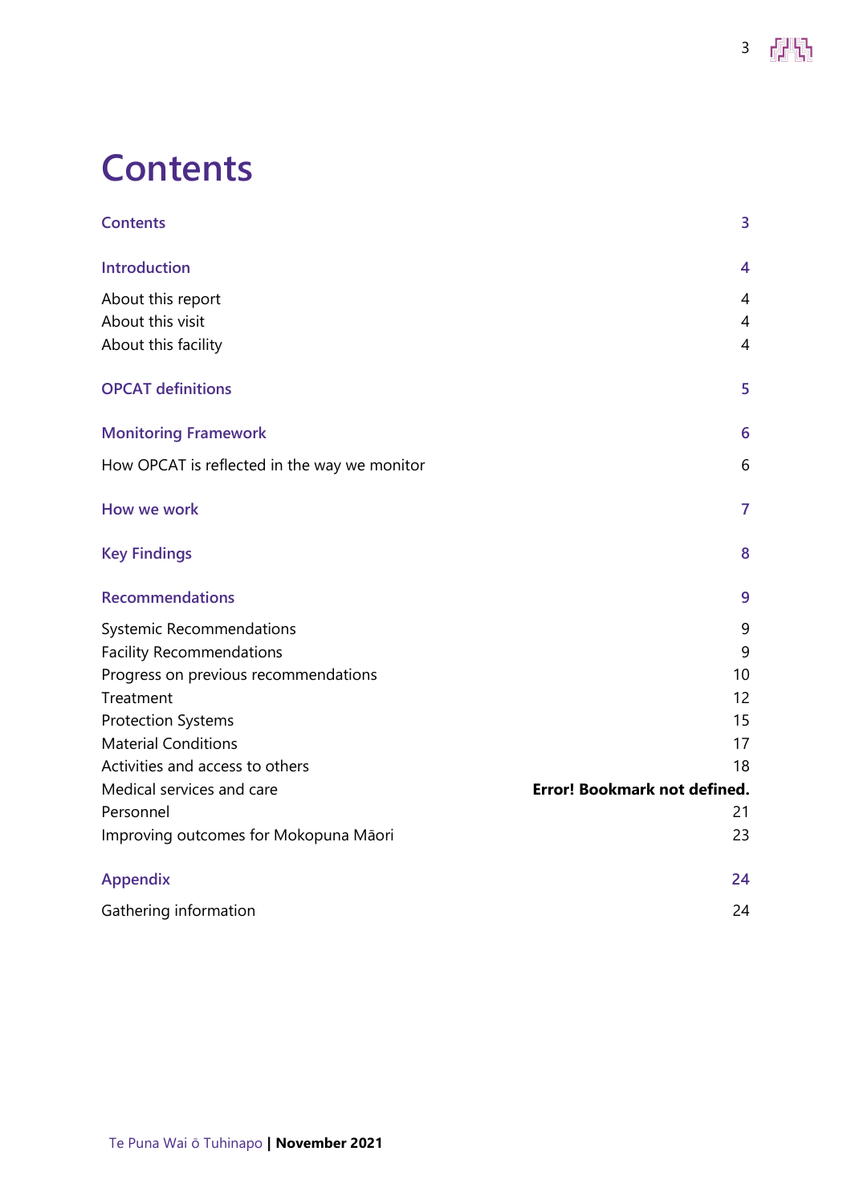# Contents

| | |
|---|---|
| **Contents** | **3** |
| **Introduction** | **4** |
| About this report | 4 |
| About this visit | 4 |
| About this facility | 4 |
| **OPCAT definitions** | **5** |
| **Monitoring Framework** | **6** |
| How OPCAT is reflected in the way we monitor | 6 |
| **How we work** | **7** |
| **Key Findings** | **8** |
| **Recommendations** | **9** |
| Systemic Recommendations | 9 |
| Facility Recommendations | 9 |
| Progress on previous recommendations | 10 |
| Treatment | 12 |
| Protection Systems | 15 |
| Material Conditions | 17 |
| Activities and access to others | 18 |
| Medical services and care | **Error! Bookmark not defined.** |
| Personnel | 21 |
| Improving outcomes for Mokopuna Māori | 23 |
| **Appendix** | **24** |
| Gathering information | 24 |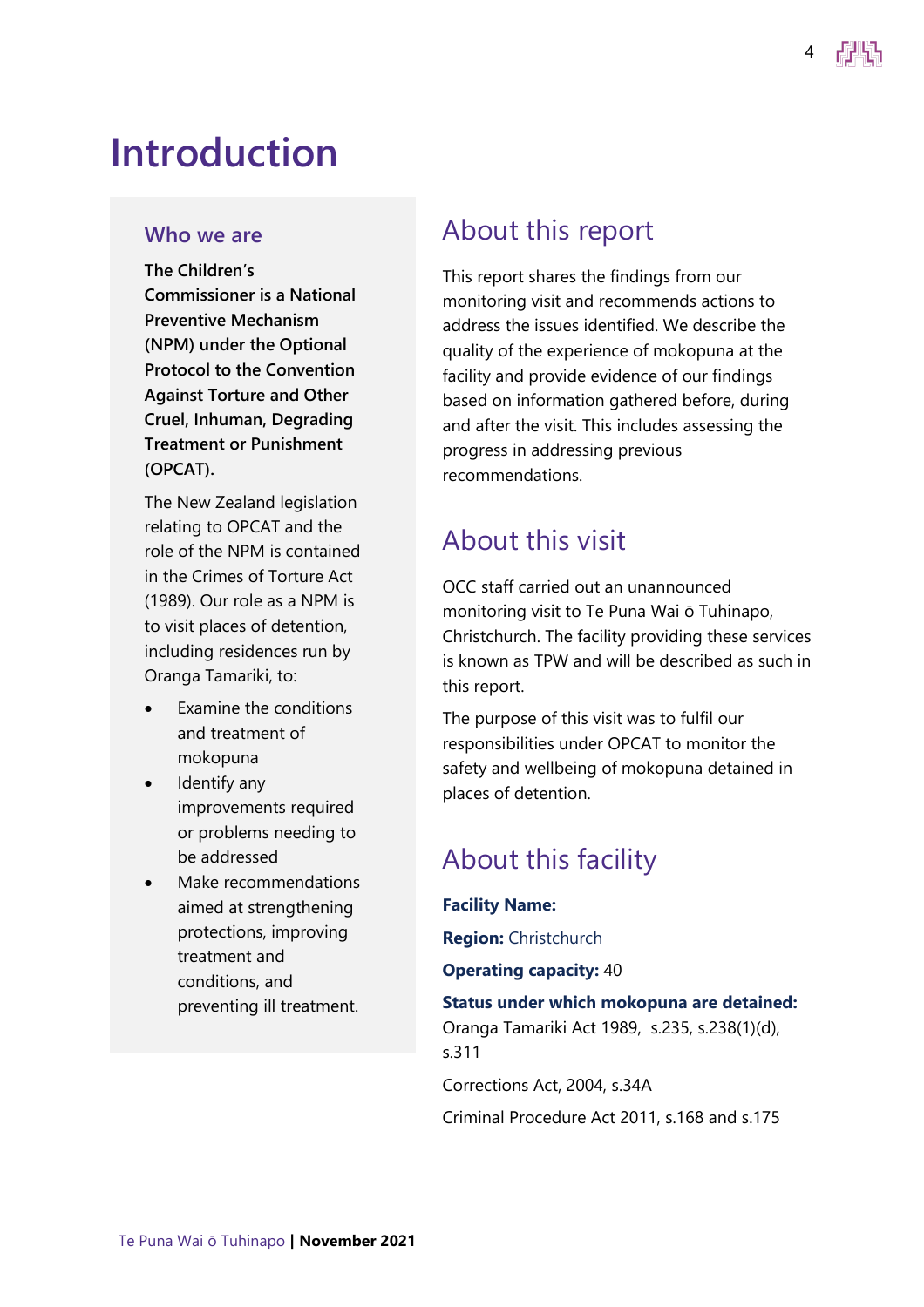# Introduction

## Who we are

**The Children's Commissioner is a National Preventive Mechanism (NPM) under the Optional Protocol to the Convention Against Torture and Other Cruel, Inhuman, Degrading Treatment or Punishment (OPCAT).**

The New Zealand legislation relating to OPCAT and the role of the NPM is contained in the Crimes of Torture Act (1989). Our role as a NPM is to visit places of detention, including residences run by Oranga Tamariki, to:

- Examine the conditions and treatment of mokopuna
- Identify any improvements required or problems needing to be addressed
- Make recommendations aimed at strengthening protections, improving treatment and conditions, and preventing ill treatment.

## About this report

This report shares the findings from our monitoring visit and recommends actions to address the issues identified. We describe the quality of the experience of mokopuna at the facility and provide evidence of our findings based on information gathered before, during and after the visit. This includes assessing the progress in addressing previous recommendations.

## About this visit

OCC staff carried out an unannounced monitoring visit to Te Puna Wai ō Tuhinapo, Christchurch. The facility providing these services is known as TPW and will be described as such in this report.

The purpose of this visit was to fulfil our responsibilities under OPCAT to monitor the safety and wellbeing of mokopuna detained in places of detention.

## About this facility

**Facility Name:**

**Region:** Christchurch

**Operating capacity:** 40

**Status under which mokopuna are detained:**

Oranga Tamariki Act 1989, s.235, s.238(1)(d), s.311

Corrections Act, 2004, s.34A

Criminal Procedure Act 2011, s.168 and s.175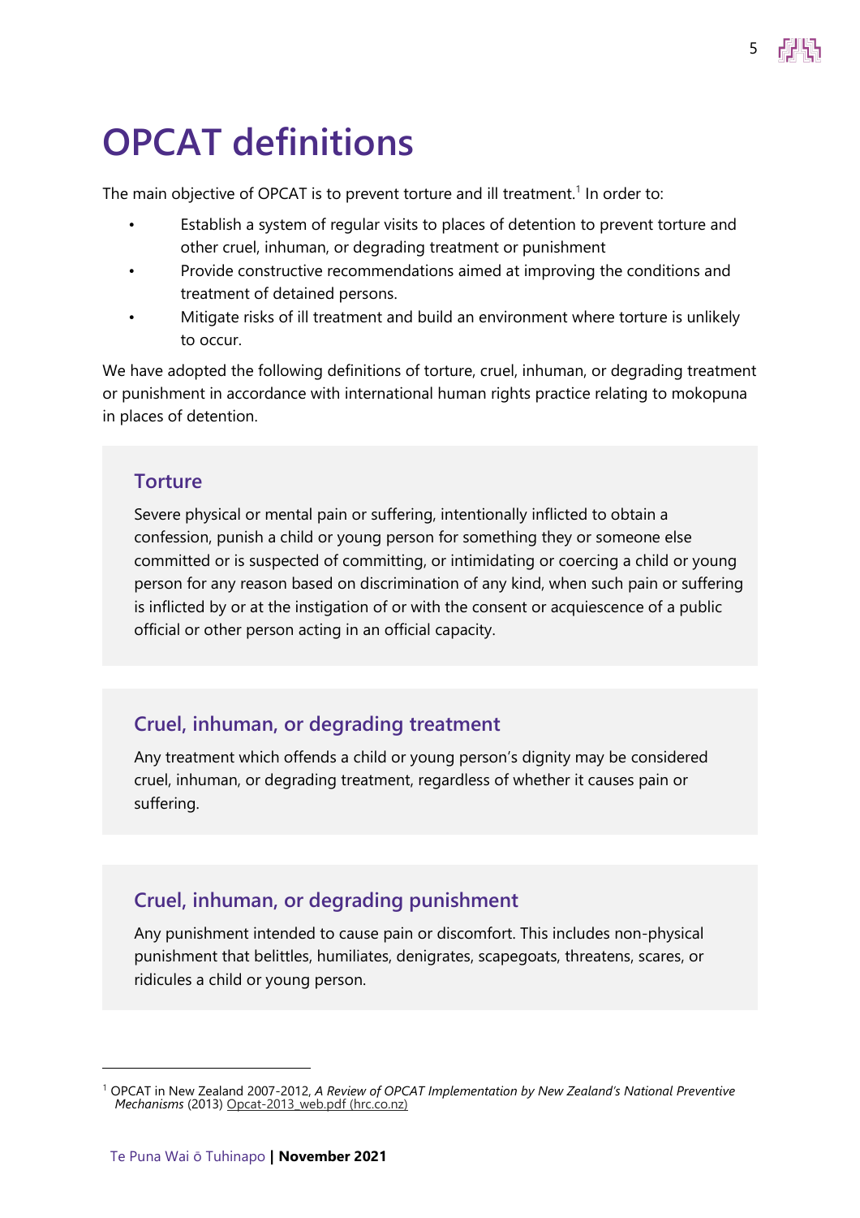# OPCAT definitions

The main objective of OPCAT is to prevent torture and ill treatment.[1] In order to:

- Establish a system of regular visits to places of detention to prevent torture and other cruel, inhuman, or degrading treatment or punishment
- Provide constructive recommendations aimed at improving the conditions and treatment of detained persons.
- Mitigate risks of ill treatment and build an environment where torture is unlikely to occur.

We have adopted the following definitions of torture, cruel, inhuman, or degrading treatment or punishment in accordance with international human rights practice relating to mokopuna in places of detention.

### Torture

Severe physical or mental pain or suffering, intentionally inflicted to obtain a confession, punish a child or young person for something they or someone else committed or is suspected of committing, or intimidating or coercing a child or young person for any reason based on discrimination of any kind, when such pain or suffering is inflicted by or at the instigation of or with the consent or acquiescence of a public official or other person acting in an official capacity.

### Cruel, inhuman, or degrading treatment

Any treatment which offends a child or young person's dignity may be considered cruel, inhuman, or degrading treatment, regardless of whether it causes pain or suffering.

### Cruel, inhuman, or degrading punishment

Any punishment intended to cause pain or discomfort. This includes non-physical punishment that belittles, humiliates, denigrates, scapegoats, threatens, scares, or ridicules a child or young person.

---

[1] OPCAT in New Zealand 2007-2012, *A Review of OPCAT Implementation by New Zealand's National Preventive Mechanisms* (2013) Opcat-2013_web.pdf (hrc.co.nz)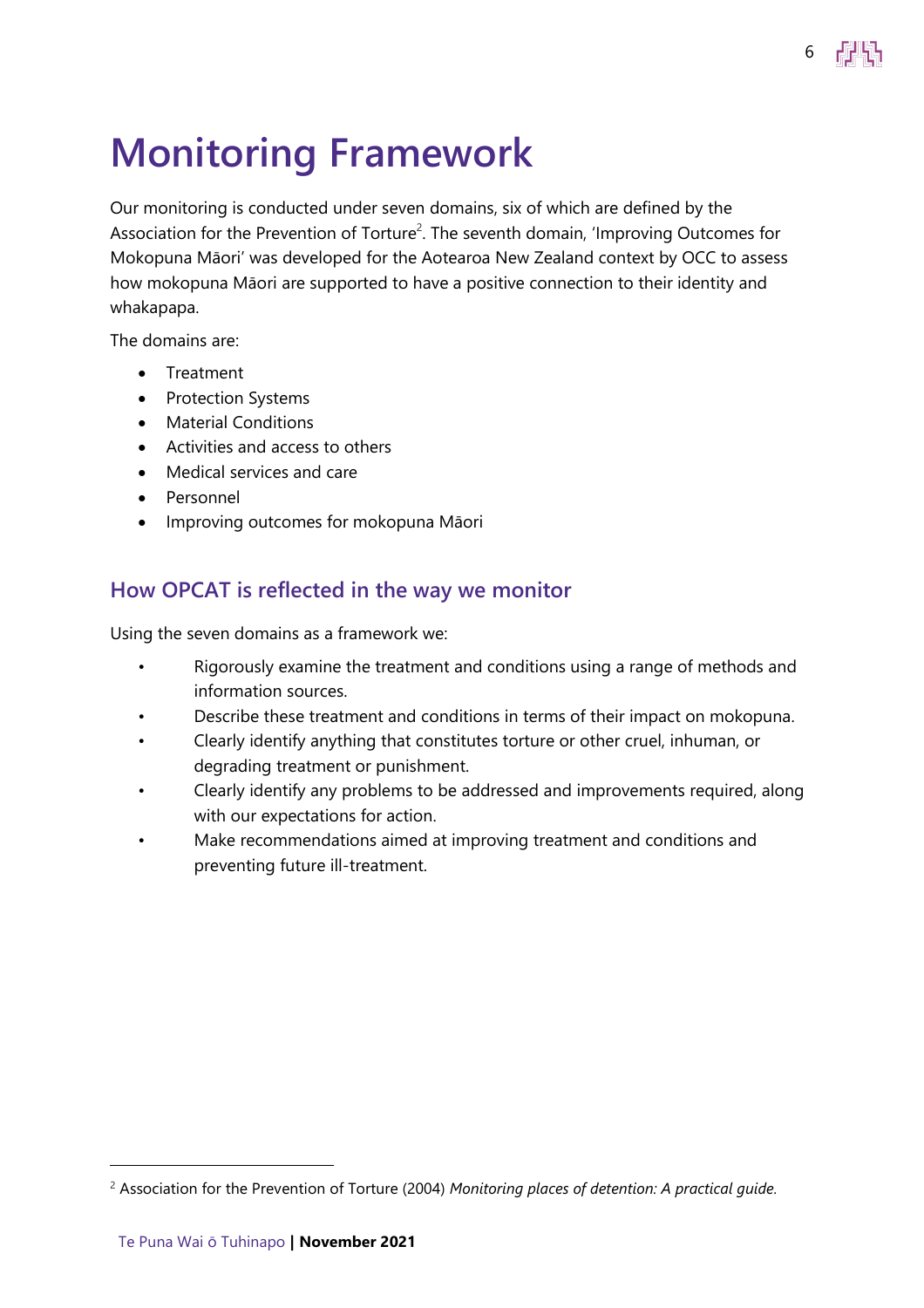# Monitoring Framework

Our monitoring is conducted under seven domains, six of which are defined by the Association for the Prevention of Torture[2]. The seventh domain, 'Improving Outcomes for Mokopuna Māori' was developed for the Aotearoa New Zealand context by OCC to assess how mokopuna Māori are supported to have a positive connection to their identity and whakapapa.

The domains are:

- Treatment
- Protection Systems
- Material Conditions
- Activities and access to others
- Medical services and care
- Personnel
- Improving outcomes for mokopuna Māori

## How OPCAT is reflected in the way we monitor

Using the seven domains as a framework we:

- Rigorously examine the treatment and conditions using a range of methods and information sources.
- Describe these treatment and conditions in terms of their impact on mokopuna.
- Clearly identify anything that constitutes torture or other cruel, inhuman, or degrading treatment or punishment.
- Clearly identify any problems to be addressed and improvements required, along with our expectations for action.
- Make recommendations aimed at improving treatment and conditions and preventing future ill-treatment.

[2] Association for the Prevention of Torture (2004) *Monitoring places of detention: A practical guide.*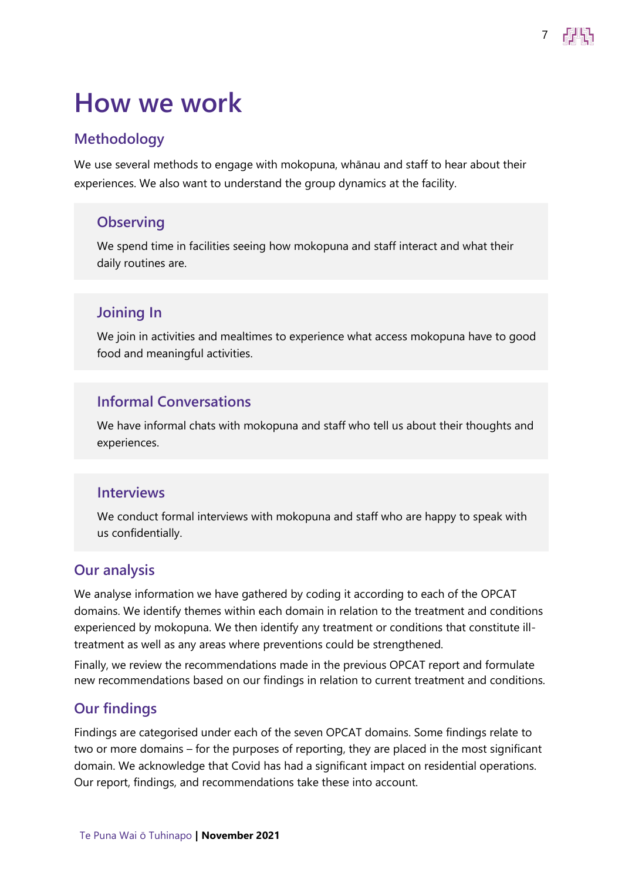# How we work

## Methodology

We use several methods to engage with mokopuna, whānau and staff to hear about their experiences. We also want to understand the group dynamics at the facility.

### Observing

We spend time in facilities seeing how mokopuna and staff interact and what their daily routines are.

### Joining In

We join in activities and mealtimes to experience what access mokopuna have to good food and meaningful activities.

### Informal Conversations

We have informal chats with mokopuna and staff who tell us about their thoughts and experiences.

### Interviews

We conduct formal interviews with mokopuna and staff who are happy to speak with us confidentially.

## Our analysis

We analyse information we have gathered by coding it according to each of the OPCAT domains. We identify themes within each domain in relation to the treatment and conditions experienced by mokopuna. We then identify any treatment or conditions that constitute ill-treatment as well as any areas where preventions could be strengthened.

Finally, we review the recommendations made in the previous OPCAT report and formulate new recommendations based on our findings in relation to current treatment and conditions.

## Our findings

Findings are categorised under each of the seven OPCAT domains. Some findings relate to two or more domains – for the purposes of reporting, they are placed in the most significant domain. We acknowledge that Covid has had a significant impact on residential operations. Our report, findings, and recommendations take these into account.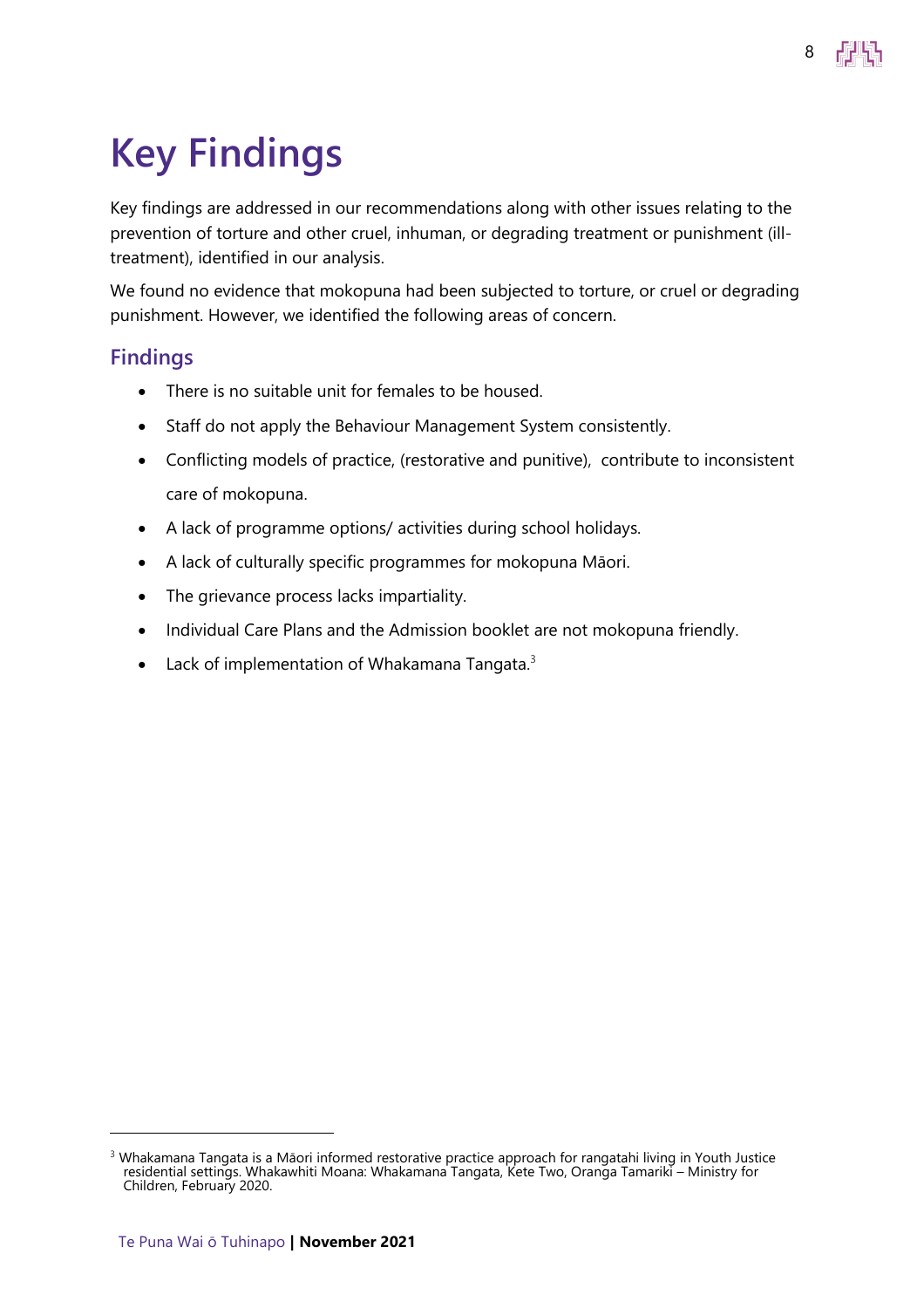# Key Findings

Key findings are addressed in our recommendations along with other issues relating to the prevention of torture and other cruel, inhuman, or degrading treatment or punishment (ill-treatment), identified in our analysis.

We found no evidence that mokopuna had been subjected to torture, or cruel or degrading punishment. However, we identified the following areas of concern.

## Findings

- There is no suitable unit for females to be housed.
- Staff do not apply the Behaviour Management System consistently.
- Conflicting models of practice, (restorative and punitive), contribute to inconsistent care of mokopuna.
- A lack of programme options/ activities during school holidays.
- A lack of culturally specific programmes for mokopuna Māori.
- The grievance process lacks impartiality.
- Individual Care Plans and the Admission booklet are not mokopuna friendly.
- Lack of implementation of Whakamana Tangata.[3]

[3] Whakamana Tangata is a Māori informed restorative practice approach for rangatahi living in Youth Justice residential settings. Whakawhiti Moana: Whakamana Tangata, Kete Two, Oranga Tamariki – Ministry for Children, February 2020.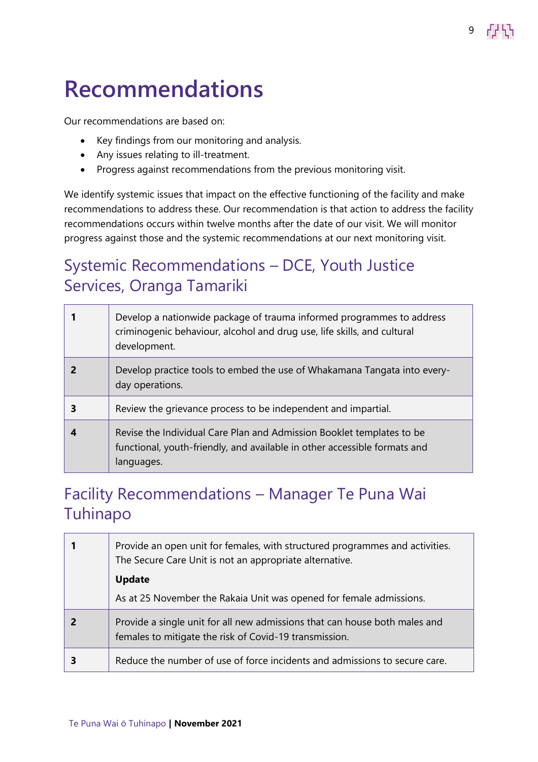# Recommendations

Our recommendations are based on:

- Key findings from our monitoring and analysis.
- Any issues relating to ill-treatment.
- Progress against recommendations from the previous monitoring visit.

We identify systemic issues that impact on the effective functioning of the facility and make recommendations to address these. Our recommendation is that action to address the facility recommendations occurs within twelve months after the date of our visit. We will monitor progress against those and the systemic recommendations at our next monitoring visit.

## Systemic Recommendations – DCE, Youth Justice Services, Oranga Tamariki

| | |
|---|---|
| **1** | Develop a nationwide package of trauma informed programmes to address criminogenic behaviour, alcohol and drug use, life skills, and cultural development. |
| **2** | Develop practice tools to embed the use of Whakamana Tangata into every-day operations. |
| **3** | Review the grievance process to be independent and impartial. |
| **4** | Revise the Individual Care Plan and Admission Booklet templates to be functional, youth-friendly, and available in other accessible formats and languages. |

## Facility Recommendations – Manager Te Puna Wai Tuhinapo

| | |
|---|---|
| **1** | Provide an open unit for females, with structured programmes and activities. The Secure Care Unit is not an appropriate alternative.<br><br>**Update**<br><br>As at 25 November the Rakaia Unit was opened for female admissions. |
| **2** | Provide a single unit for all new admissions that can house both males and females to mitigate the risk of Covid-19 transmission. |
| **3** | Reduce the number of use of force incidents and admissions to secure care. |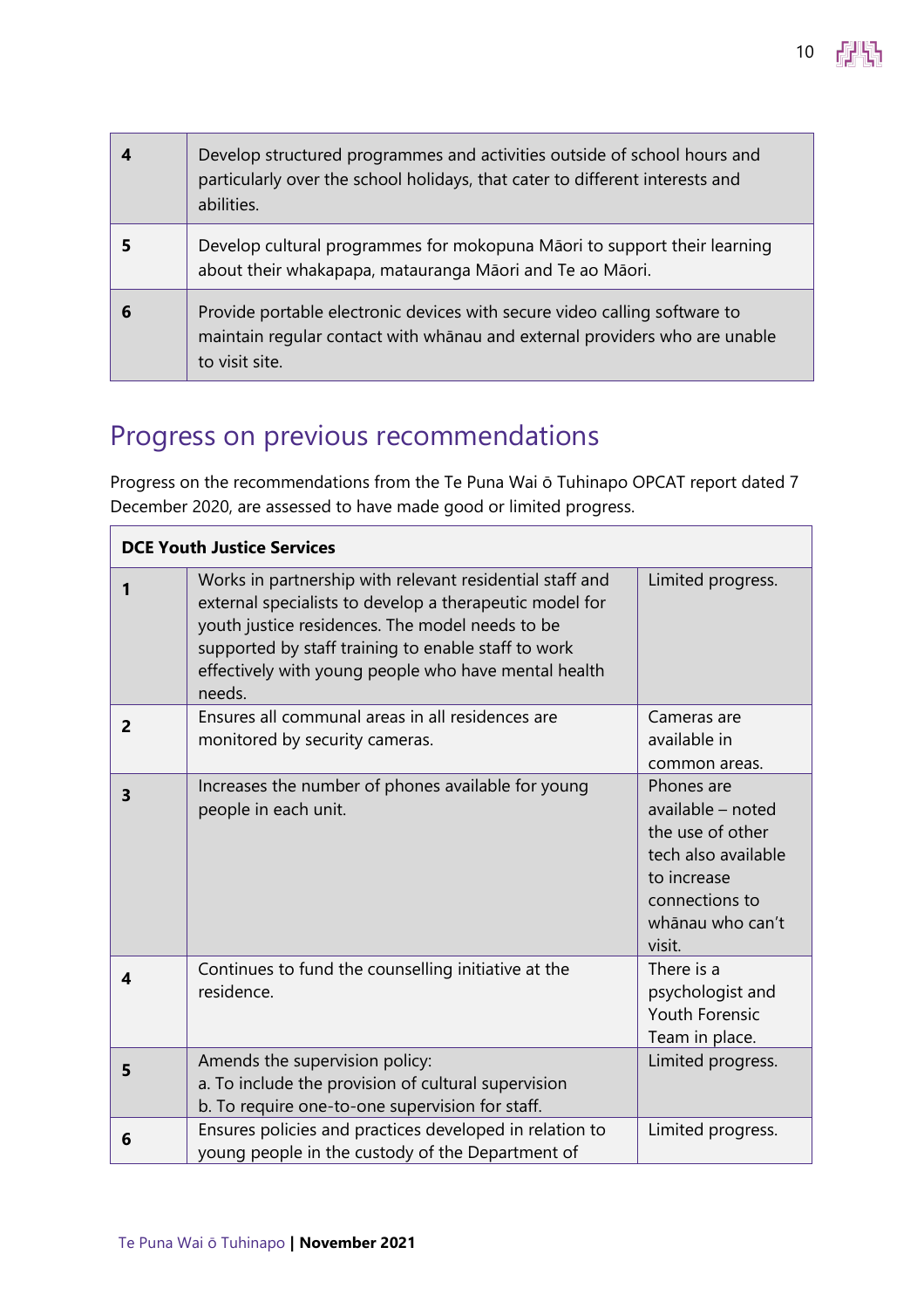| | |
|---|---|
| **4** | Develop structured programmes and activities outside of school hours and particularly over the school holidays, that cater to different interests and abilities. |
| **5** | Develop cultural programmes for mokopuna Māori to support their learning about their whakapapa, matauranga Māori and Te ao Māori. |
| **6** | Provide portable electronic devices with secure video calling software to maintain regular contact with whānau and external providers who are unable to visit site. |

## Progress on previous recommendations

Progress on the recommendations from the Te Puna Wai ō Tuhinapo OPCAT report dated 7 December 2020, are assessed to have made good or limited progress.

| **DCE Youth Justice Services** | | |
|---|---|---|
| **1** | Works in partnership with relevant residential staff and external specialists to develop a therapeutic model for youth justice residences. The model needs to be supported by staff training to enable staff to work effectively with young people who have mental health needs. | Limited progress. |
| **2** | Ensures all communal areas in all residences are monitored by security cameras. | Cameras are available in common areas. |
| **3** | Increases the number of phones available for young people in each unit. | Phones are available – noted the use of other tech also available to increase connections to whānau who can't visit. |
| **4** | Continues to fund the counselling initiative at the residence. | There is a psychologist and Youth Forensic Team in place. |
| **5** | Amends the supervision policy:<br>a. To include the provision of cultural supervision<br>b. To require one-to-one supervision for staff. | Limited progress. |
| **6** | Ensures policies and practices developed in relation to young people in the custody of the Department of | Limited progress. |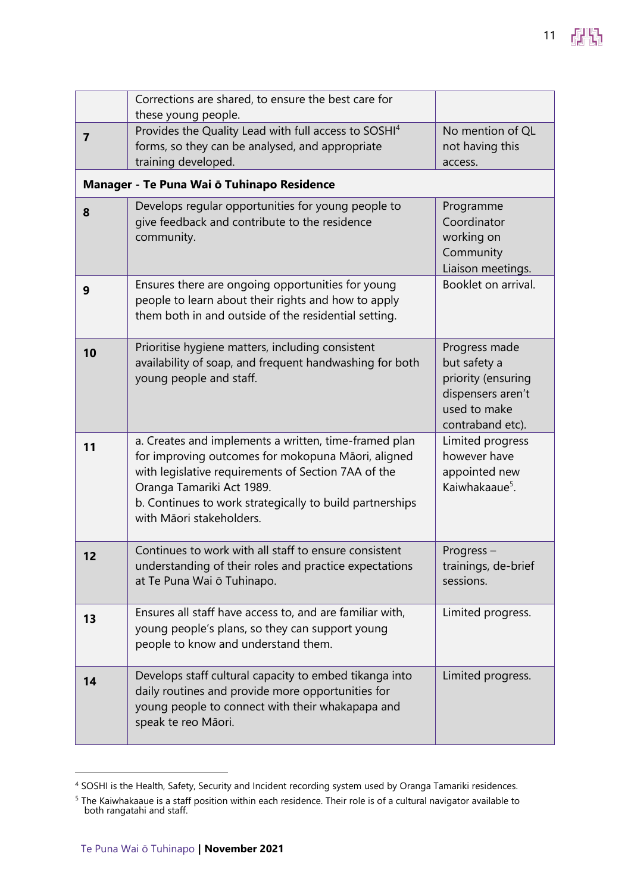| | | |
|---|---|---|
| | Corrections are shared, to ensure the best care for these young people. | |
| **7** | Provides the Quality Lead with full access to SOSHI[4] forms, so they can be analysed, and appropriate training developed. | No mention of QL not having this access. |
| **Manager - Te Puna Wai ō Tuhinapo Residence** | | |
| **8** | Develops regular opportunities for young people to give feedback and contribute to the residence community. | Programme Coordinator working on Community Liaison meetings. |
| **9** | Ensures there are ongoing opportunities for young people to learn about their rights and how to apply them both in and outside of the residential setting. | Booklet on arrival. |
| **10** | Prioritise hygiene matters, including consistent availability of soap, and frequent handwashing for both young people and staff. | Progress made but safety a priority (ensuring dispensers aren't used to make contraband etc). |
| **11** | a. Creates and implements a written, time-framed plan for improving outcomes for mokopuna Māori, aligned with legislative requirements of Section 7AA of the Oranga Tamariki Act 1989.<br>b. Continues to work strategically to build partnerships with Māori stakeholders. | Limited progress however have appointed new Kaiwhakaaue[5]. |
| **12** | Continues to work with all staff to ensure consistent understanding of their roles and practice expectations at Te Puna Wai ō Tuhinapo. | Progress – trainings, de-brief sessions. |
| **13** | Ensures all staff have access to, and are familiar with, young people's plans, so they can support young people to know and understand them. | Limited progress. |
| **14** | Develops staff cultural capacity to embed tikanga into daily routines and provide more opportunities for young people to connect with their whakapapa and speak te reo Māori. | Limited progress. |

[4] SOSHI is the Health, Safety, Security and Incident recording system used by Oranga Tamariki residences.

[5] The Kaiwhakaaue is a staff position within each residence. Their role is of a cultural navigator available to both rangatahi and staff.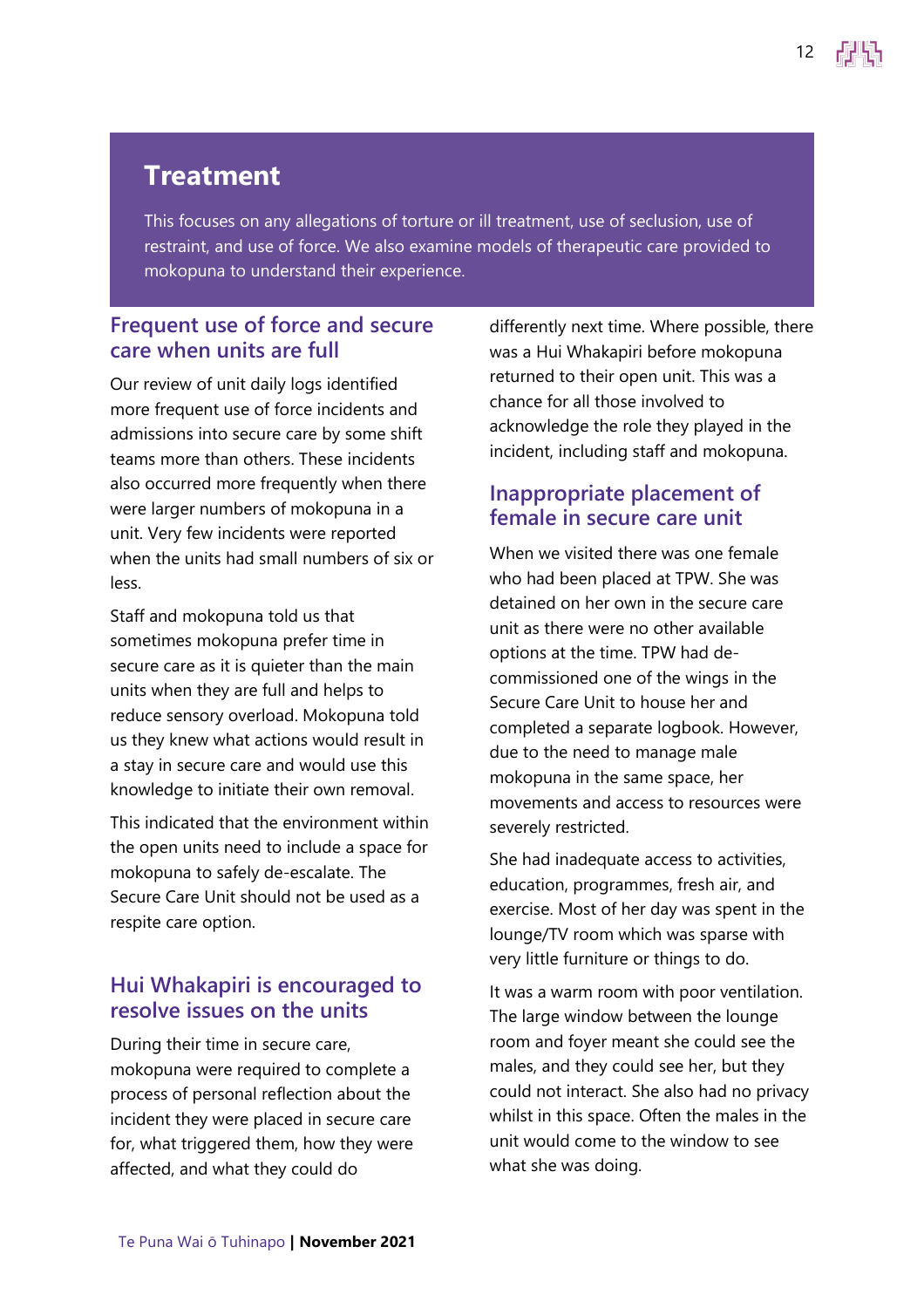## Treatment

This focuses on any allegations of torture or ill treatment, use of seclusion, use of restraint, and use of force. We also examine models of therapeutic care provided to mokopuna to understand their experience.

### Frequent use of force and secure care when units are full

Our review of unit daily logs identified more frequent use of force incidents and admissions into secure care by some shift teams more than others. These incidents also occurred more frequently when there were larger numbers of mokopuna in a unit. Very few incidents were reported when the units had small numbers of six or less.

Staff and mokopuna told us that sometimes mokopuna prefer time in secure care as it is quieter than the main units when they are full and helps to reduce sensory overload. Mokopuna told us they knew what actions would result in a stay in secure care and would use this knowledge to initiate their own removal.

This indicated that the environment within the open units need to include a space for mokopuna to safely de-escalate. The Secure Care Unit should not be used as a respite care option.

### Hui Whakapiri is encouraged to resolve issues on the units

During their time in secure care, mokopuna were required to complete a process of personal reflection about the incident they were placed in secure care for, what triggered them, how they were affected, and what they could do differently next time. Where possible, there was a Hui Whakapiri before mokopuna returned to their open unit. This was a chance for all those involved to acknowledge the role they played in the incident, including staff and mokopuna.

### Inappropriate placement of female in secure care unit

When we visited there was one female who had been placed at TPW. She was detained on her own in the secure care unit as there were no other available options at the time. TPW had de-commissioned one of the wings in the Secure Care Unit to house her and completed a separate logbook. However, due to the need to manage male mokopuna in the same space, her movements and access to resources were severely restricted.

She had inadequate access to activities, education, programmes, fresh air, and exercise. Most of her day was spent in the lounge/TV room which was sparse with very little furniture or things to do.

It was a warm room with poor ventilation. The large window between the lounge room and foyer meant she could see the males, and they could see her, but they could not interact. She also had no privacy whilst in this space. Often the males in the unit would come to the window to see what she was doing.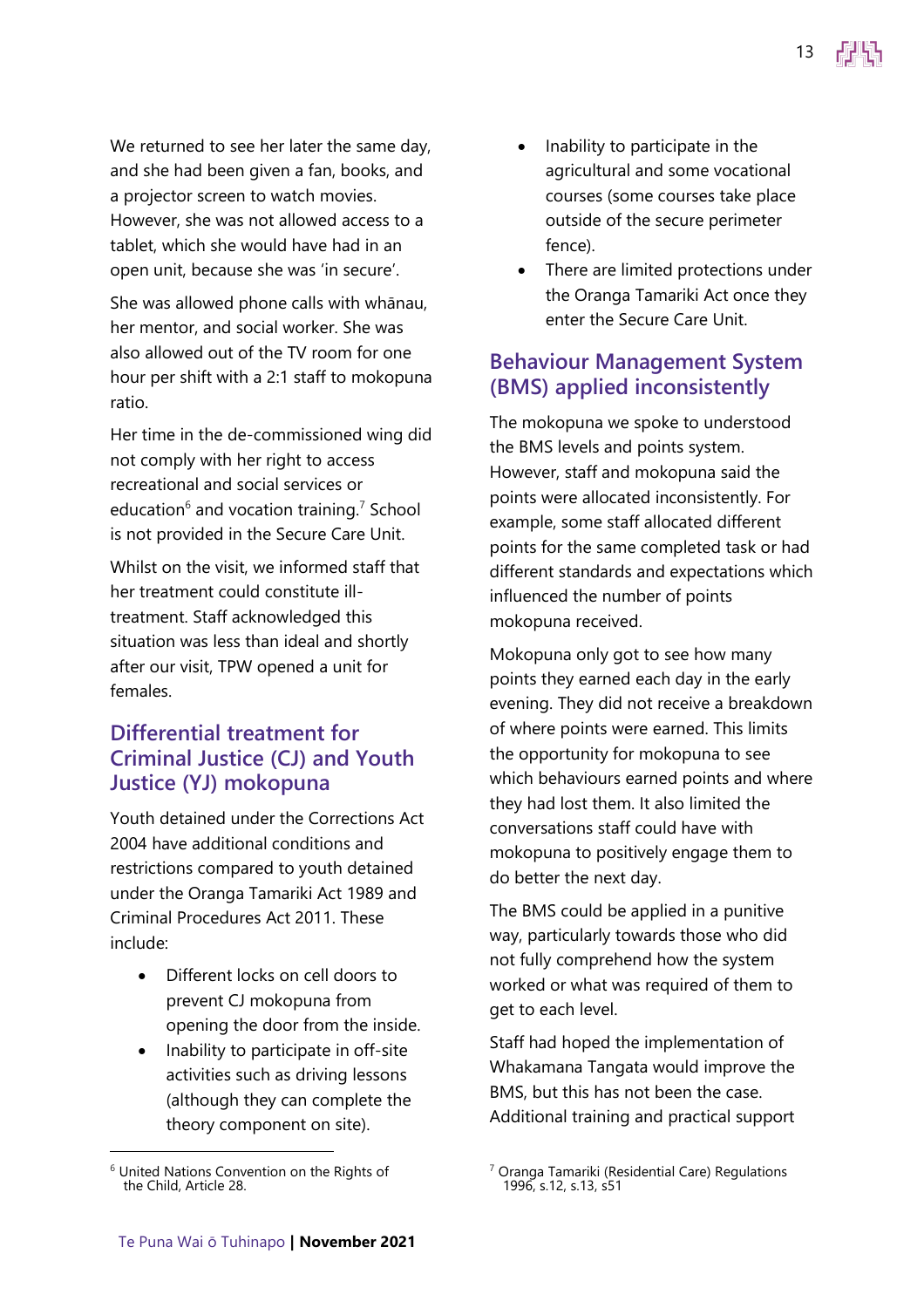We returned to see her later the same day, and she had been given a fan, books, and a projector screen to watch movies. However, she was not allowed access to a tablet, which she would have had in an open unit, because she was 'in secure'.

She was allowed phone calls with whānau, her mentor, and social worker. She was also allowed out of the TV room for one hour per shift with a 2:1 staff to mokopuna ratio.

Her time in the de-commissioned wing did not comply with her right to access recreational and social services or education[6] and vocation training.[7] School is not provided in the Secure Care Unit.

Whilst on the visit, we informed staff that her treatment could constitute ill-treatment. Staff acknowledged this situation was less than ideal and shortly after our visit, TPW opened a unit for females.

## Differential treatment for Criminal Justice (CJ) and Youth Justice (YJ) mokopuna

Youth detained under the Corrections Act 2004 have additional conditions and restrictions compared to youth detained under the Oranga Tamariki Act 1989 and Criminal Procedures Act 2011. These include:

- Different locks on cell doors to prevent CJ mokopuna from opening the door from the inside.
- Inability to participate in off-site activities such as driving lessons (although they can complete the theory component on site).
- Inability to participate in the agricultural and some vocational courses (some courses take place outside of the secure perimeter fence).
- There are limited protections under the Oranga Tamariki Act once they enter the Secure Care Unit.

## Behaviour Management System (BMS) applied inconsistently

The mokopuna we spoke to understood the BMS levels and points system. However, staff and mokopuna said the points were allocated inconsistently. For example, some staff allocated different points for the same completed task or had different standards and expectations which influenced the number of points mokopuna received.

Mokopuna only got to see how many points they earned each day in the early evening. They did not receive a breakdown of where points were earned. This limits the opportunity for mokopuna to see which behaviours earned points and where they had lost them. It also limited the conversations staff could have with mokopuna to positively engage them to do better the next day.

The BMS could be applied in a punitive way, particularly towards those who did not fully comprehend how the system worked or what was required of them to get to each level.

Staff had hoped the implementation of Whakamana Tangata would improve the BMS, but this has not been the case. Additional training and practical support

---

[6] United Nations Convention on the Rights of the Child, Article 28.

[7] Oranga Tamariki (Residential Care) Regulations 1996, s.12, s.13, s51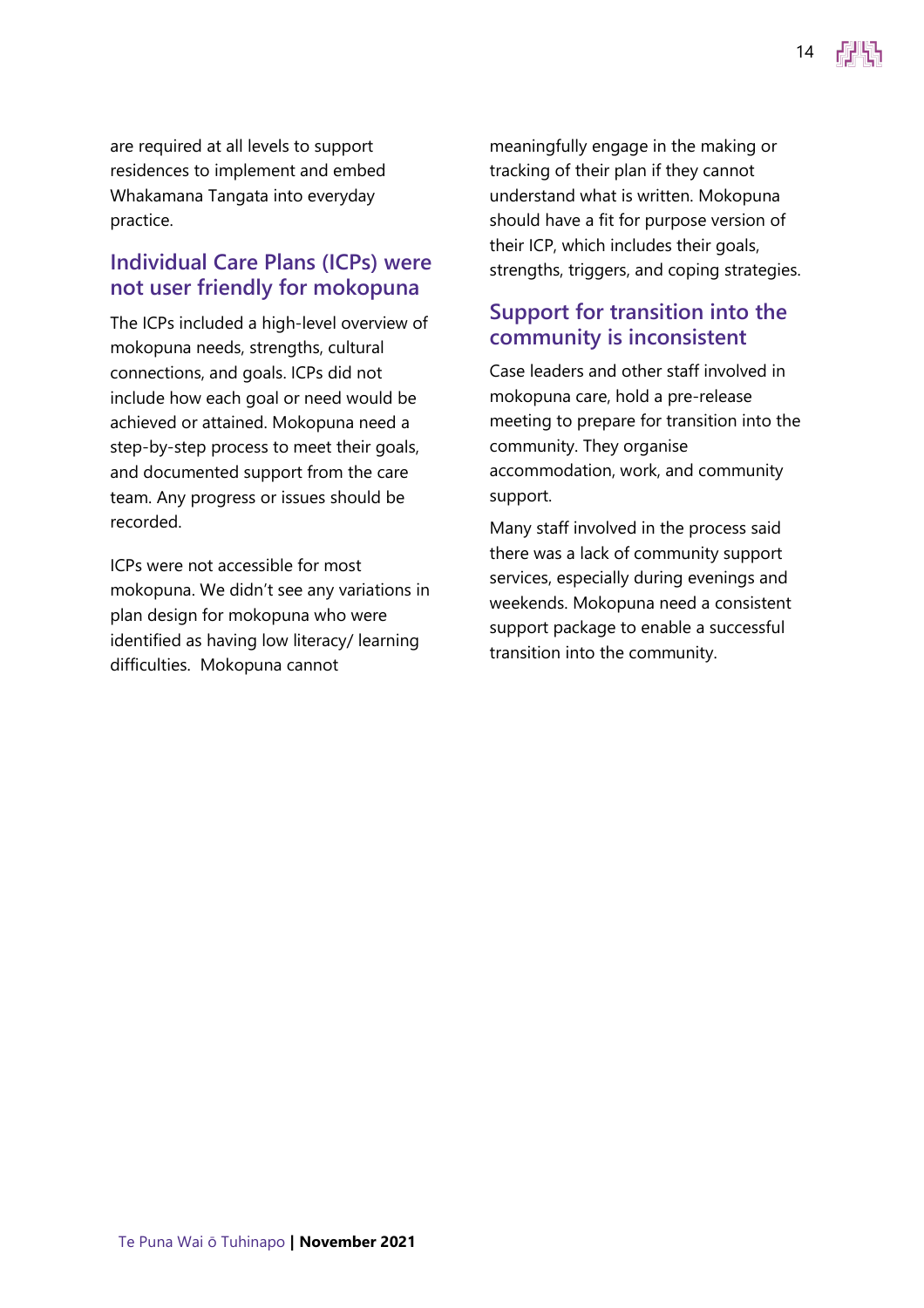are required at all levels to support residences to implement and embed Whakamana Tangata into everyday practice.

## Individual Care Plans (ICPs) were not user friendly for mokopuna

The ICPs included a high-level overview of mokopuna needs, strengths, cultural connections, and goals. ICPs did not include how each goal or need would be achieved or attained. Mokopuna need a step-by-step process to meet their goals, and documented support from the care team. Any progress or issues should be recorded.

ICPs were not accessible for most mokopuna. We didn't see any variations in plan design for mokopuna who were identified as having low literacy/ learning difficulties. Mokopuna cannot meaningfully engage in the making or tracking of their plan if they cannot understand what is written. Mokopuna should have a fit for purpose version of their ICP, which includes their goals, strengths, triggers, and coping strategies.

## Support for transition into the community is inconsistent

Case leaders and other staff involved in mokopuna care, hold a pre-release meeting to prepare for transition into the community. They organise accommodation, work, and community support.

Many staff involved in the process said there was a lack of community support services, especially during evenings and weekends. Mokopuna need a consistent support package to enable a successful transition into the community.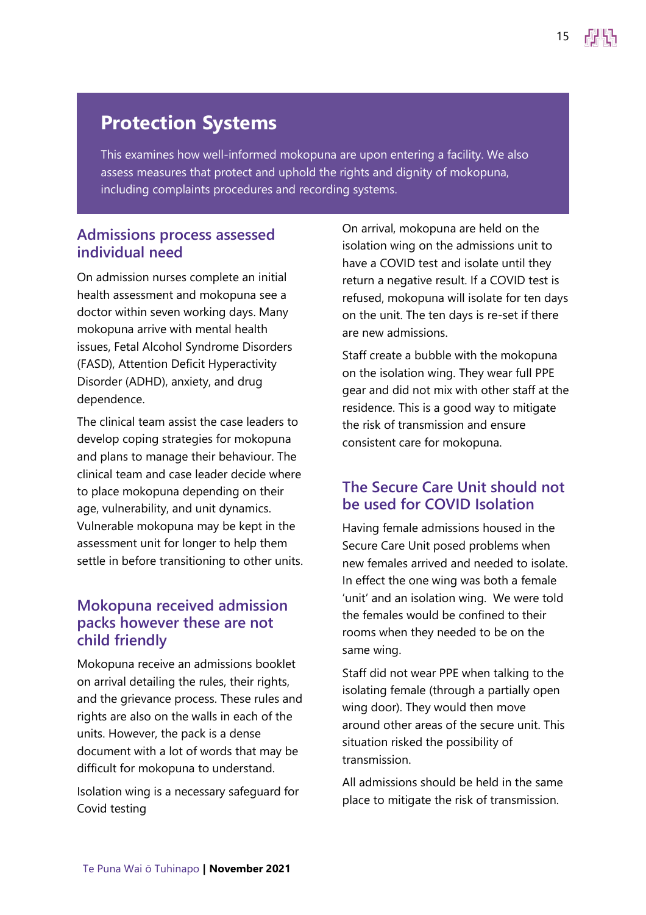## Protection Systems

This examines how well-informed mokopuna are upon entering a facility. We also assess measures that protect and uphold the rights and dignity of mokopuna, including complaints procedures and recording systems.

### Admissions process assessed individual need

On admission nurses complete an initial health assessment and mokopuna see a doctor within seven working days. Many mokopuna arrive with mental health issues, Fetal Alcohol Syndrome Disorders (FASD), Attention Deficit Hyperactivity Disorder (ADHD), anxiety, and drug dependence.

The clinical team assist the case leaders to develop coping strategies for mokopuna and plans to manage their behaviour. The clinical team and case leader decide where to place mokopuna depending on their age, vulnerability, and unit dynamics. Vulnerable mokopuna may be kept in the assessment unit for longer to help them settle in before transitioning to other units.

### Mokopuna received admission packs however these are not child friendly

Mokopuna receive an admissions booklet on arrival detailing the rules, their rights, and the grievance process. These rules and rights are also on the walls in each of the units. However, the pack is a dense document with a lot of words that may be difficult for mokopuna to understand.

Isolation wing is a necessary safeguard for Covid testing

On arrival, mokopuna are held on the isolation wing on the admissions unit to have a COVID test and isolate until they return a negative result. If a COVID test is refused, mokopuna will isolate for ten days on the unit. The ten days is re-set if there are new admissions.

Staff create a bubble with the mokopuna on the isolation wing. They wear full PPE gear and did not mix with other staff at the residence. This is a good way to mitigate the risk of transmission and ensure consistent care for mokopuna.

### The Secure Care Unit should not be used for COVID Isolation

Having female admissions housed in the Secure Care Unit posed problems when new females arrived and needed to isolate. In effect the one wing was both a female 'unit' and an isolation wing. We were told the females would be confined to their rooms when they needed to be on the same wing.

Staff did not wear PPE when talking to the isolating female (through a partially open wing door). They would then move around other areas of the secure unit. This situation risked the possibility of transmission.

All admissions should be held in the same place to mitigate the risk of transmission.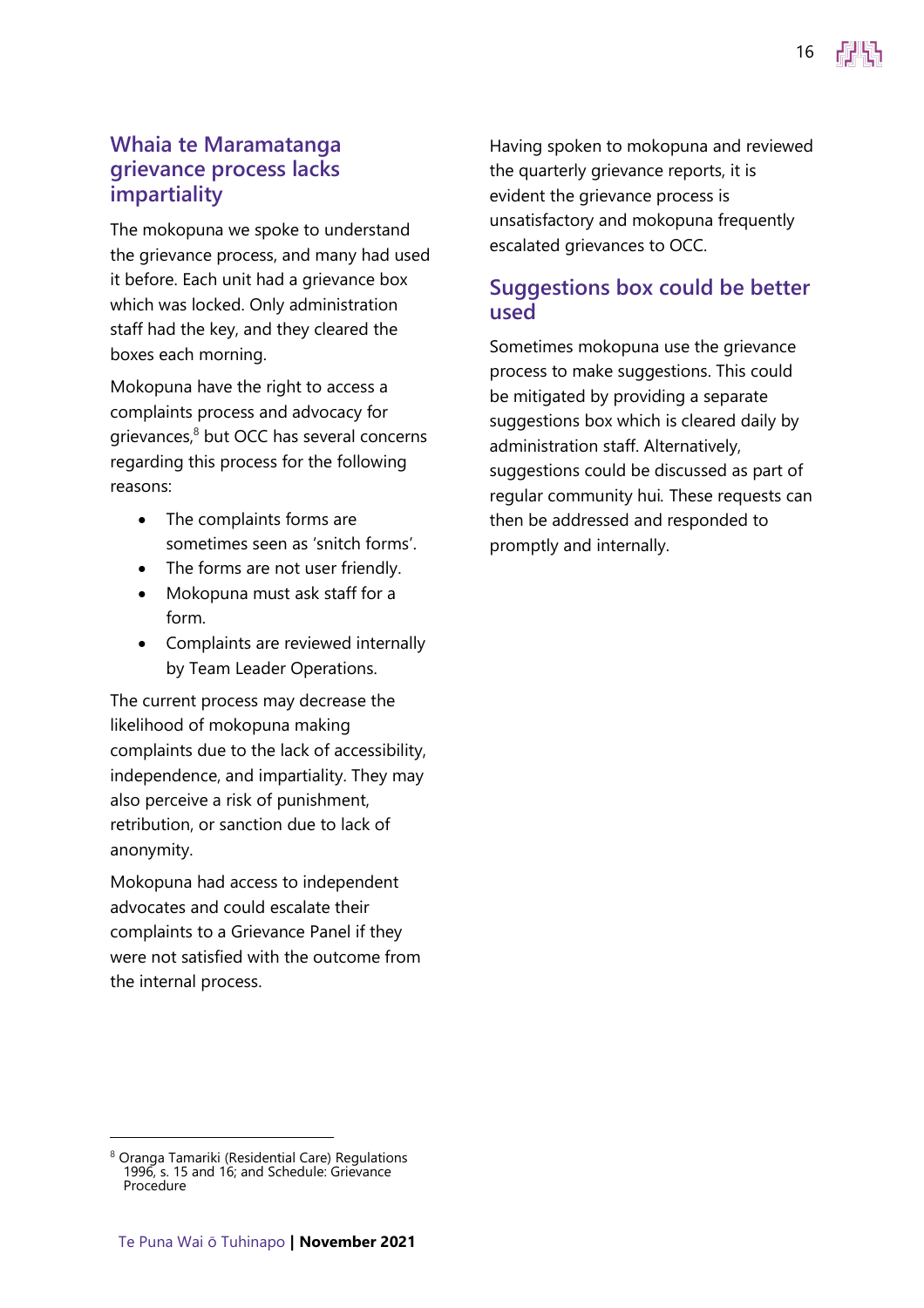## Whaia te Maramatanga grievance process lacks impartiality

The mokopuna we spoke to understand the grievance process, and many had used it before. Each unit had a grievance box which was locked. Only administration staff had the key, and they cleared the boxes each morning.

Mokopuna have the right to access a complaints process and advocacy for grievances,[8] but OCC has several concerns regarding this process for the following reasons:

- The complaints forms are sometimes seen as 'snitch forms'.
- The forms are not user friendly.
- Mokopuna must ask staff for a form.
- Complaints are reviewed internally by Team Leader Operations.

The current process may decrease the likelihood of mokopuna making complaints due to the lack of accessibility, independence, and impartiality. They may also perceive a risk of punishment, retribution, or sanction due to lack of anonymity.

Mokopuna had access to independent advocates and could escalate their complaints to a Grievance Panel if they were not satisfied with the outcome from the internal process.

Having spoken to mokopuna and reviewed the quarterly grievance reports, it is evident the grievance process is unsatisfactory and mokopuna frequently escalated grievances to OCC.

## Suggestions box could be better used

Sometimes mokopuna use the grievance process to make suggestions. This could be mitigated by providing a separate suggestions box which is cleared daily by administration staff. Alternatively, suggestions could be discussed as part of regular community hui. These requests can then be addressed and responded to promptly and internally.

[8] Oranga Tamariki (Residential Care) Regulations 1996, s. 15 and 16; and Schedule: Grievance Procedure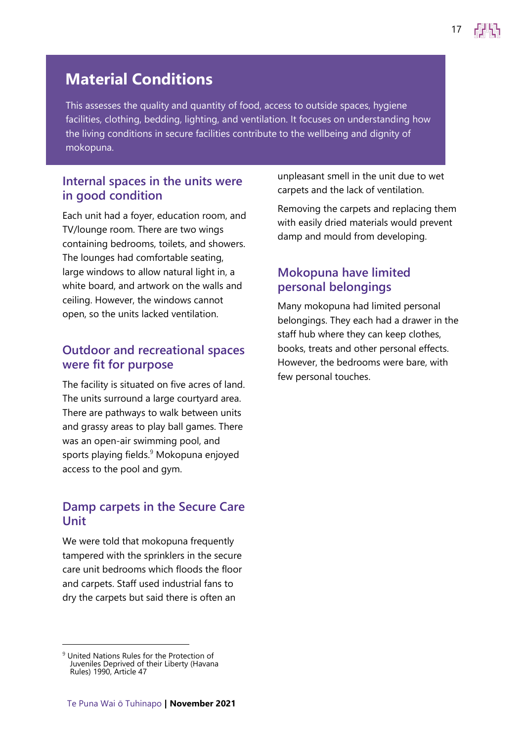# Material Conditions

This assesses the quality and quantity of food, access to outside spaces, hygiene facilities, clothing, bedding, lighting, and ventilation. It focuses on understanding how the living conditions in secure facilities contribute to the wellbeing and dignity of mokopuna.

## Internal spaces in the units were in good condition

Each unit had a foyer, education room, and TV/lounge room. There are two wings containing bedrooms, toilets, and showers. The lounges had comfortable seating, large windows to allow natural light in, a white board, and artwork on the walls and ceiling. However, the windows cannot open, so the units lacked ventilation.

## Outdoor and recreational spaces were fit for purpose

The facility is situated on five acres of land. The units surround a large courtyard area. There are pathways to walk between units and grassy areas to play ball games. There was an open-air swimming pool, and sports playing fields.[9] Mokopuna enjoyed access to the pool and gym.

## Damp carpets in the Secure Care Unit

We were told that mokopuna frequently tampered with the sprinklers in the secure care unit bedrooms which floods the floor and carpets. Staff used industrial fans to dry the carpets but said there is often an unpleasant smell in the unit due to wet carpets and the lack of ventilation.

Removing the carpets and replacing them with easily dried materials would prevent damp and mould from developing.

## Mokopuna have limited personal belongings

Many mokopuna had limited personal belongings. They each had a drawer in the staff hub where they can keep clothes, books, treats and other personal effects. However, the bedrooms were bare, with few personal touches.

---

[9] United Nations Rules for the Protection of Juveniles Deprived of their Liberty (Havana Rules) 1990, Article 47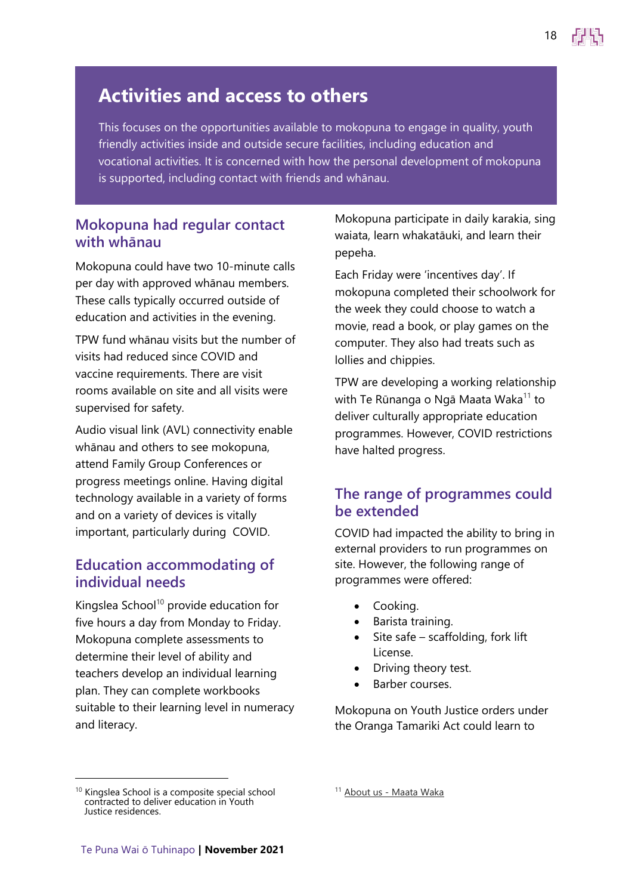# Activities and access to others

This focuses on the opportunities available to mokopuna to engage in quality, youth friendly activities inside and outside secure facilities, including education and vocational activities. It is concerned with how the personal development of mokopuna is supported, including contact with friends and whānau.

## Mokopuna had regular contact with whānau

Mokopuna could have two 10-minute calls per day with approved whānau members. These calls typically occurred outside of education and activities in the evening.

TPW fund whānau visits but the number of visits had reduced since COVID and vaccine requirements. There are visit rooms available on site and all visits were supervised for safety.

Audio visual link (AVL) connectivity enable whānau and others to see mokopuna, attend Family Group Conferences or progress meetings online. Having digital technology available in a variety of forms and on a variety of devices is vitally important, particularly during COVID.

## Education accommodating of individual needs

Kingslea School[10] provide education for five hours a day from Monday to Friday. Mokopuna complete assessments to determine their level of ability and teachers develop an individual learning plan. They can complete workbooks suitable to their learning level in numeracy and literacy.

Mokopuna participate in daily karakia, sing waiata, learn whakatāuki, and learn their pepeha.

Each Friday were 'incentives day'. If mokopuna completed their schoolwork for the week they could choose to watch a movie, read a book, or play games on the computer. They also had treats such as lollies and chippies.

TPW are developing a working relationship with Te Rūnanga o Ngā Maata Waka[11] to deliver culturally appropriate education programmes. However, COVID restrictions have halted progress.

## The range of programmes could be extended

COVID had impacted the ability to bring in external providers to run programmes on site. However, the following range of programmes were offered:

- Cooking.
- Barista training.
- Site safe – scaffolding, fork lift License.
- Driving theory test.
- Barber courses.

Mokopuna on Youth Justice orders under the Oranga Tamariki Act could learn to

[10] Kingslea School is a composite special school contracted to deliver education in Youth Justice residences.

[11] About us - Maata Waka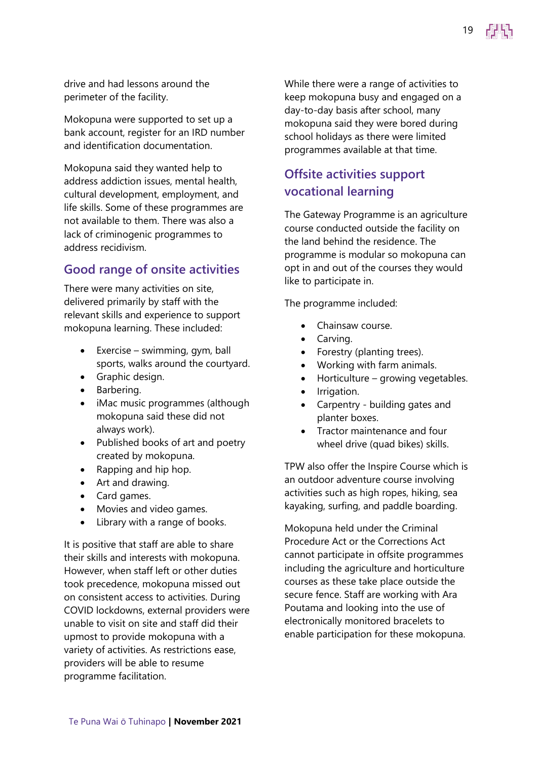drive and had lessons around the perimeter of the facility.

Mokopuna were supported to set up a bank account, register for an IRD number and identification documentation.

Mokopuna said they wanted help to address addiction issues, mental health, cultural development, employment, and life skills. Some of these programmes are not available to them. There was also a lack of criminogenic programmes to address recidivism.

## Good range of onsite activities

There were many activities on site, delivered primarily by staff with the relevant skills and experience to support mokopuna learning. These included:

- Exercise – swimming, gym, ball sports, walks around the courtyard.
- Graphic design.
- Barbering.
- iMac music programmes (although mokopuna said these did not always work).
- Published books of art and poetry created by mokopuna.
- Rapping and hip hop.
- Art and drawing.
- Card games.
- Movies and video games.
- Library with a range of books.

It is positive that staff are able to share their skills and interests with mokopuna. However, when staff left or other duties took precedence, mokopuna missed out on consistent access to activities. During COVID lockdowns, external providers were unable to visit on site and staff did their upmost to provide mokopuna with a variety of activities. As restrictions ease, providers will be able to resume programme facilitation.

While there were a range of activities to keep mokopuna busy and engaged on a day-to-day basis after school, many mokopuna said they were bored during school holidays as there were limited programmes available at that time.

## Offsite activities support vocational learning

The Gateway Programme is an agriculture course conducted outside the facility on the land behind the residence. The programme is modular so mokopuna can opt in and out of the courses they would like to participate in.

The programme included:

- Chainsaw course.
- Carving.
- Forestry (planting trees).
- Working with farm animals.
- Horticulture – growing vegetables.
- Irrigation.
- Carpentry - building gates and planter boxes.
- Tractor maintenance and four wheel drive (quad bikes) skills.

TPW also offer the Inspire Course which is an outdoor adventure course involving activities such as high ropes, hiking, sea kayaking, surfing, and paddle boarding.

Mokopuna held under the Criminal Procedure Act or the Corrections Act cannot participate in offsite programmes including the agriculture and horticulture courses as these take place outside the secure fence. Staff are working with Ara Poutama and looking into the use of electronically monitored bracelets to enable participation for these mokopuna.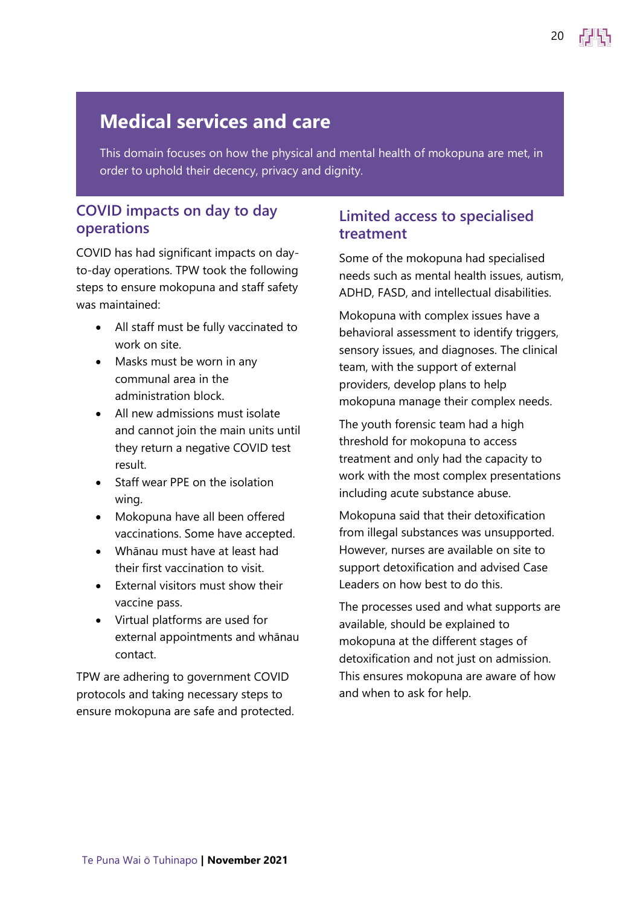# Medical services and care

This domain focuses on how the physical and mental health of mokopuna are met, in order to uphold their decency, privacy and dignity.

## COVID impacts on day to day operations

COVID has had significant impacts on day-to-day operations. TPW took the following steps to ensure mokopuna and staff safety was maintained:

- All staff must be fully vaccinated to work on site.
- Masks must be worn in any communal area in the administration block.
- All new admissions must isolate and cannot join the main units until they return a negative COVID test result.
- Staff wear PPE on the isolation wing.
- Mokopuna have all been offered vaccinations. Some have accepted.
- Whānau must have at least had their first vaccination to visit.
- External visitors must show their vaccine pass.
- Virtual platforms are used for external appointments and whānau contact.

TPW are adhering to government COVID protocols and taking necessary steps to ensure mokopuna are safe and protected.

## Limited access to specialised treatment

Some of the mokopuna had specialised needs such as mental health issues, autism, ADHD, FASD, and intellectual disabilities.

Mokopuna with complex issues have a behavioral assessment to identify triggers, sensory issues, and diagnoses. The clinical team, with the support of external providers, develop plans to help mokopuna manage their complex needs.

The youth forensic team had a high threshold for mokopuna to access treatment and only had the capacity to work with the most complex presentations including acute substance abuse.

Mokopuna said that their detoxification from illegal substances was unsupported. However, nurses are available on site to support detoxification and advised Case Leaders on how best to do this.

The processes used and what supports are available, should be explained to mokopuna at the different stages of detoxification and not just on admission. This ensures mokopuna are aware of how and when to ask for help.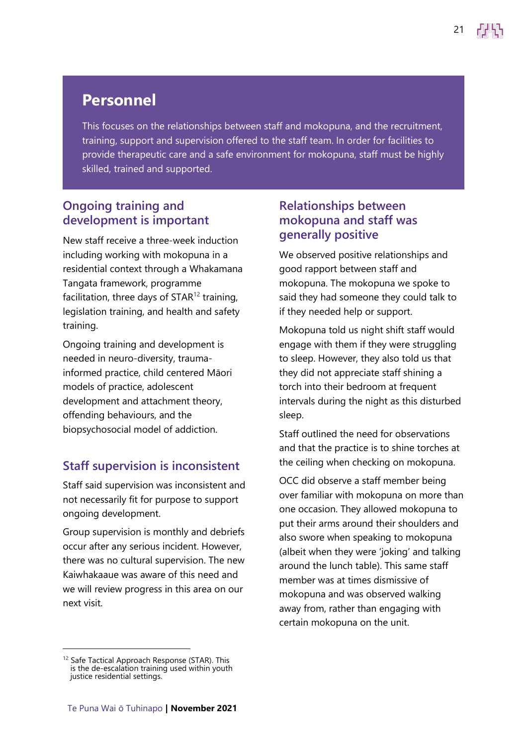# Personnel

This focuses on the relationships between staff and mokopuna, and the recruitment, training, support and supervision offered to the staff team. In order for facilities to provide therapeutic care and a safe environment for mokopuna, staff must be highly skilled, trained and supported.

## Ongoing training and development is important

New staff receive a three-week induction including working with mokopuna in a residential context through a Whakamana Tangata framework, programme facilitation, three days of STAR[12] training, legislation training, and health and safety training.

Ongoing training and development is needed in neuro-diversity, trauma-informed practice, child centered Māori models of practice, adolescent development and attachment theory, offending behaviours, and the biopsychosocial model of addiction.

## Staff supervision is inconsistent

Staff said supervision was inconsistent and not necessarily fit for purpose to support ongoing development.

Group supervision is monthly and debriefs occur after any serious incident. However, there was no cultural supervision. The new Kaiwhakaaue was aware of this need and we will review progress in this area on our next visit.

## Relationships between mokopuna and staff was generally positive

We observed positive relationships and good rapport between staff and mokopuna. The mokopuna we spoke to said they had someone they could talk to if they needed help or support.

Mokopuna told us night shift staff would engage with them if they were struggling to sleep. However, they also told us that they did not appreciate staff shining a torch into their bedroom at frequent intervals during the night as this disturbed sleep.

Staff outlined the need for observations and that the practice is to shine torches at the ceiling when checking on mokopuna.

OCC did observe a staff member being over familiar with mokopuna on more than one occasion. They allowed mokopuna to put their arms around their shoulders and also swore when speaking to mokopuna (albeit when they were 'joking' and talking around the lunch table). This same staff member was at times dismissive of mokopuna and was observed walking away from, rather than engaging with certain mokopuna on the unit.

---

[12] Safe Tactical Approach Response (STAR). This is the de-escalation training used within youth justice residential settings.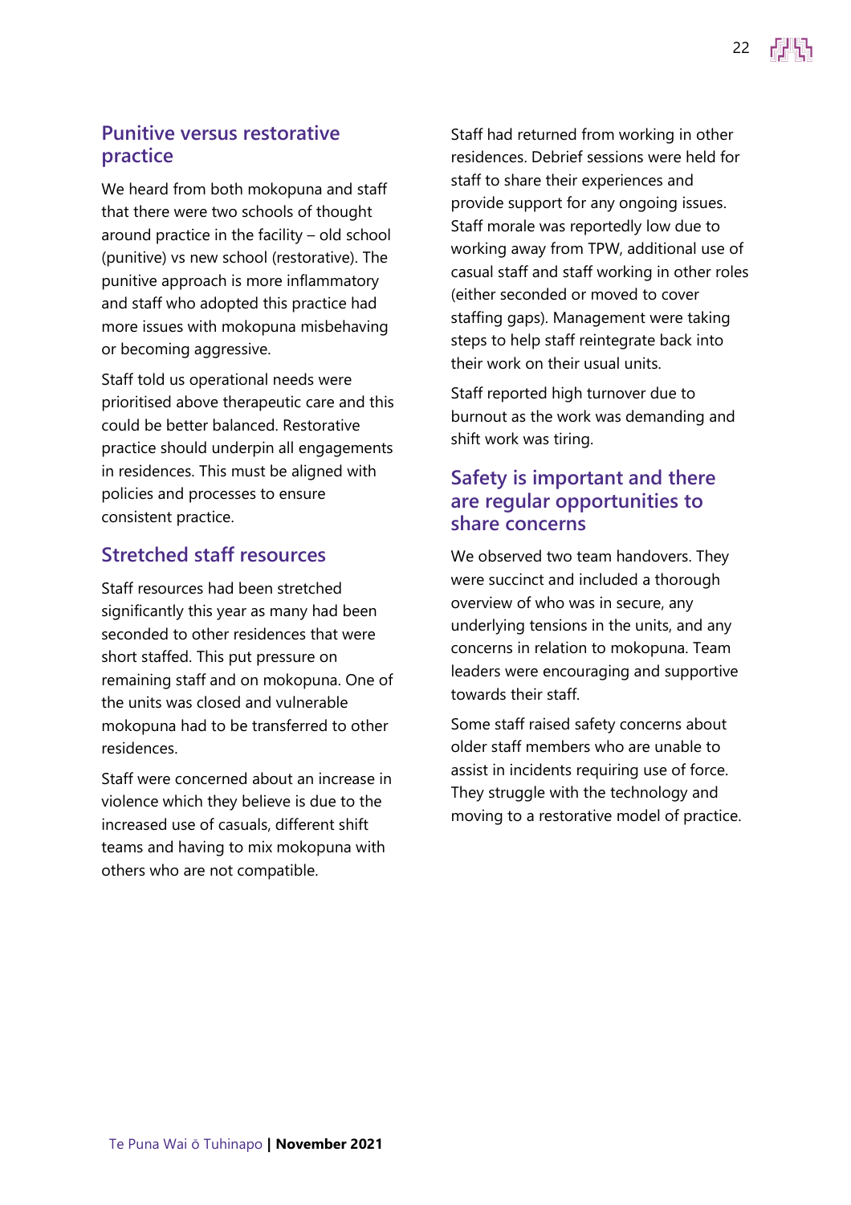## Punitive versus restorative practice

We heard from both mokopuna and staff that there were two schools of thought around practice in the facility – old school (punitive) vs new school (restorative). The punitive approach is more inflammatory and staff who adopted this practice had more issues with mokopuna misbehaving or becoming aggressive.

Staff told us operational needs were prioritised above therapeutic care and this could be better balanced. Restorative practice should underpin all engagements in residences. This must be aligned with policies and processes to ensure consistent practice.

## Stretched staff resources

Staff resources had been stretched significantly this year as many had been seconded to other residences that were short staffed. This put pressure on remaining staff and on mokopuna. One of the units was closed and vulnerable mokopuna had to be transferred to other residences.

Staff were concerned about an increase in violence which they believe is due to the increased use of casuals, different shift teams and having to mix mokopuna with others who are not compatible.

Staff had returned from working in other residences. Debrief sessions were held for staff to share their experiences and provide support for any ongoing issues. Staff morale was reportedly low due to working away from TPW, additional use of casual staff and staff working in other roles (either seconded or moved to cover staffing gaps). Management were taking steps to help staff reintegrate back into their work on their usual units.

Staff reported high turnover due to burnout as the work was demanding and shift work was tiring.

## Safety is important and there are regular opportunities to share concerns

We observed two team handovers. They were succinct and included a thorough overview of who was in secure, any underlying tensions in the units, and any concerns in relation to mokopuna. Team leaders were encouraging and supportive towards their staff.

Some staff raised safety concerns about older staff members who are unable to assist in incidents requiring use of force. They struggle with the technology and moving to a restorative model of practice.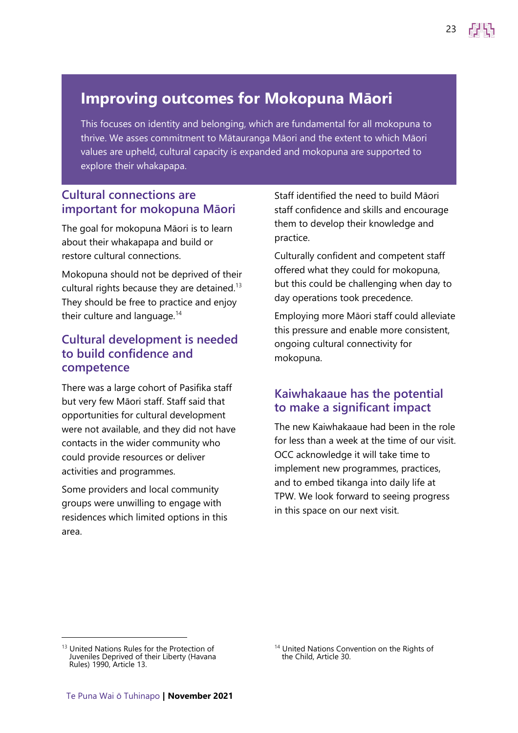## Improving outcomes for Mokopuna Māori

This focuses on identity and belonging, which are fundamental for all mokopuna to thrive. We asses commitment to Mātauranga Māori and the extent to which Māori values are upheld, cultural capacity is expanded and mokopuna are supported to explore their whakapapa.

### Cultural connections are important for mokopuna Māori

The goal for mokopuna Māori is to learn about their whakapapa and build or restore cultural connections.

Mokopuna should not be deprived of their cultural rights because they are detained.[13] They should be free to practice and enjoy their culture and language.[14]

### Cultural development is needed to build confidence and competence

There was a large cohort of Pasifika staff but very few Māori staff. Staff said that opportunities for cultural development were not available, and they did not have contacts in the wider community who could provide resources or deliver activities and programmes.

Some providers and local community groups were unwilling to engage with residences which limited options in this area.

Staff identified the need to build Māori staff confidence and skills and encourage them to develop their knowledge and practice.

Culturally confident and competent staff offered what they could for mokopuna, but this could be challenging when day to day operations took precedence.

Employing more Māori staff could alleviate this pressure and enable more consistent, ongoing cultural connectivity for mokopuna.

### Kaiwhakaaue has the potential to make a significant impact

The new Kaiwhakaaue had been in the role for less than a week at the time of our visit. OCC acknowledge it will take time to implement new programmes, practices, and to embed tikanga into daily life at TPW. We look forward to seeing progress in this space on our next visit.

---

[13] United Nations Rules for the Protection of Juveniles Deprived of their Liberty (Havana Rules) 1990, Article 13.

[14] United Nations Convention on the Rights of the Child, Article 30.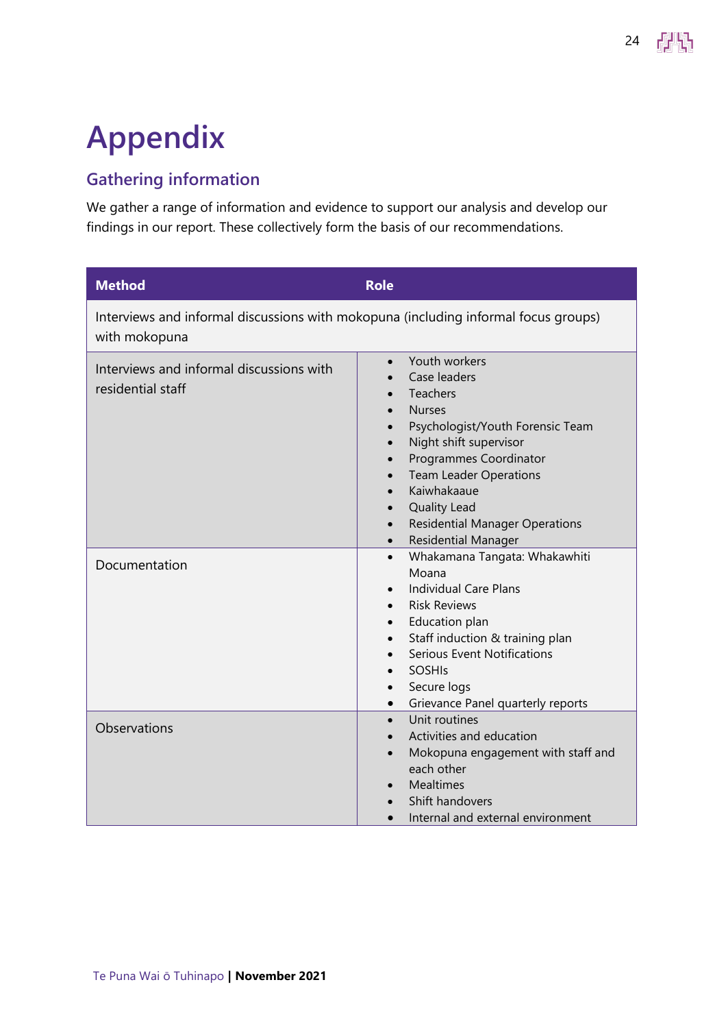# Appendix

## Gathering information

We gather a range of information and evidence to support our analysis and develop our findings in our report. These collectively form the basis of our recommendations.

| Method | Role |
|---|---|
| Interviews and informal discussions with mokopuna (including informal focus groups) with mokopuna | |
| Interviews and informal discussions with residential staff | • Youth workers<br>• Case leaders<br>• Teachers<br>• Nurses<br>• Psychologist/Youth Forensic Team<br>• Night shift supervisor<br>• Programmes Coordinator<br>• Team Leader Operations<br>• Kaiwhakaaue<br>• Quality Lead<br>• Residential Manager Operations<br>• Residential Manager |
| Documentation | • Whakamana Tangata: Whakawhiti Moana<br>• Individual Care Plans<br>• Risk Reviews<br>• Education plan<br>• Staff induction & training plan<br>• Serious Event Notifications<br>• SOSHIs<br>• Secure logs<br>• Grievance Panel quarterly reports |
| Observations | • Unit routines<br>• Activities and education<br>• Mokopuna engagement with staff and each other<br>• Mealtimes<br>• Shift handovers<br>• Internal and external environment |

Te Puna Wai ō Tuhinapo | **November 2021**